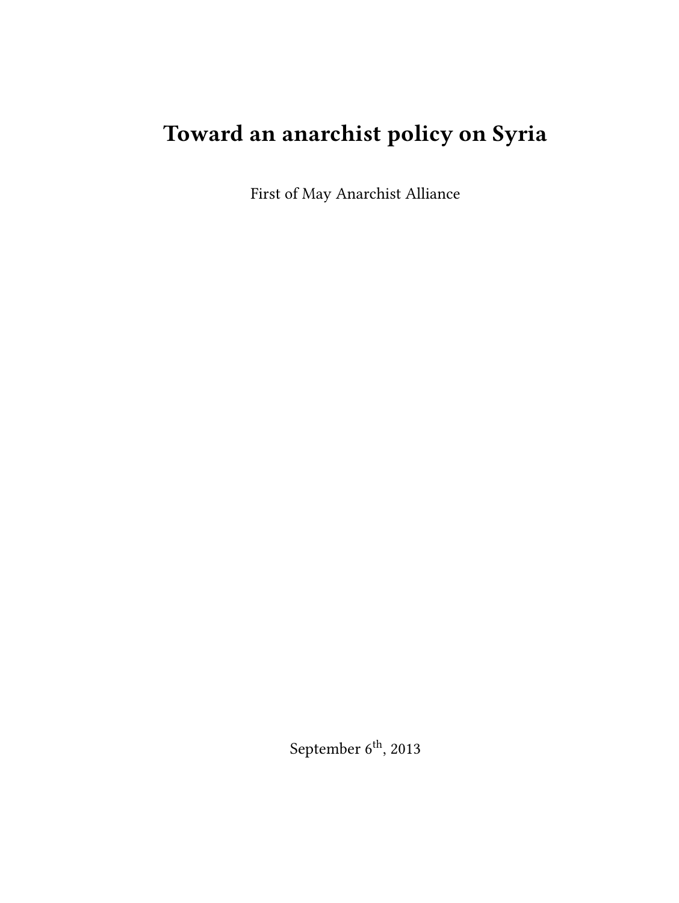# Toward an anarchist policy on Syria

First of May Anarchist Alliance

September 6th, 2013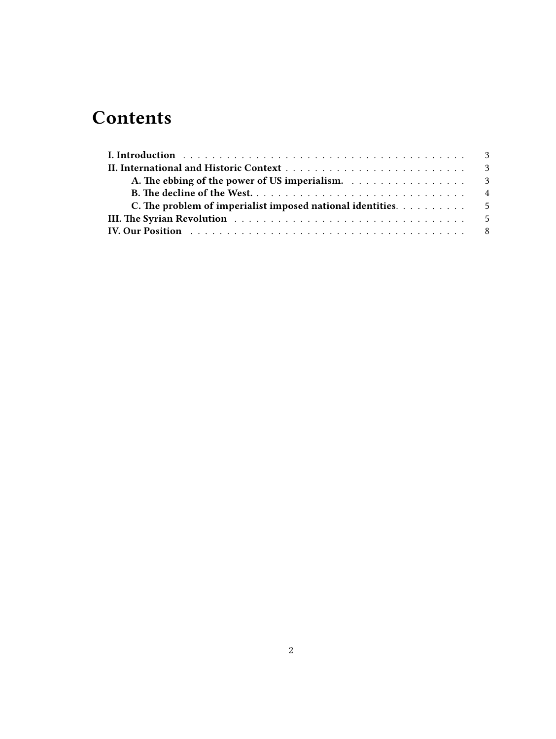# Contents

**I. Introduction** 3

**II. International and Historic Context** 3

- **A. The ebbing of the power of US imperialism.** 3
- **B. The decline of the West.** 4
- **C. The problem of imperialist imposed national identities.** 5

**III. The Syrian Revolution** 5

**IV. Our Position** 8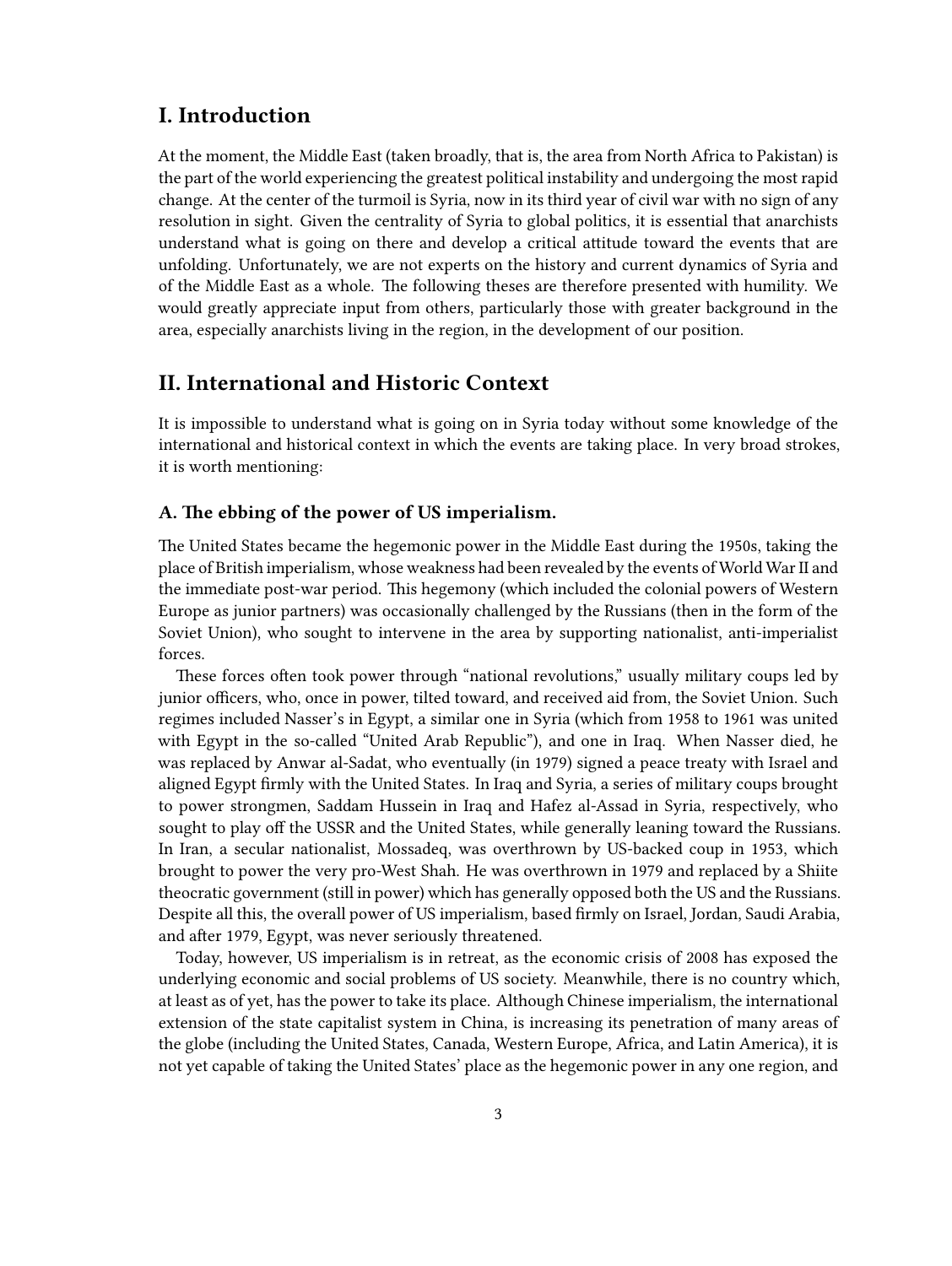## I. Introduction

At the moment, the Middle East (taken broadly, that is, the area from North Africa to Pakistan) is the part of the world experiencing the greatest political instability and undergoing the most rapid change. At the center of the turmoil is Syria, now in its third year of civil war with no sign of any resolution in sight. Given the centrality of Syria to global politics, it is essential that anarchists understand what is going on there and develop a critical attitude toward the events that are unfolding. Unfortunately, we are not experts on the history and current dynamics of Syria and of the Middle East as a whole. The following theses are therefore presented with humility. We would greatly appreciate input from others, particularly those with greater background in the area, especially anarchists living in the region, in the development of our position.

## II. International and Historic Context

It is impossible to understand what is going on in Syria today without some knowledge of the international and historical context in which the events are taking place. In very broad strokes, it is worth mentioning:

### A. The ebbing of the power of US imperialism.

The United States became the hegemonic power in the Middle East during the 1950s, taking the place of British imperialism, whose weakness had been revealed by the events of World War II and the immediate post-war period. This hegemony (which included the colonial powers of Western Europe as junior partners) was occasionally challenged by the Russians (then in the form of the Soviet Union), who sought to intervene in the area by supporting nationalist, anti-imperialist forces.

These forces often took power through "national revolutions," usually military coups led by junior officers, who, once in power, tilted toward, and received aid from, the Soviet Union. Such regimes included Nasser's in Egypt, a similar one in Syria (which from 1958 to 1961 was united with Egypt in the so-called "United Arab Republic"), and one in Iraq. When Nasser died, he was replaced by Anwar al-Sadat, who eventually (in 1979) signed a peace treaty with Israel and aligned Egypt firmly with the United States. In Iraq and Syria, a series of military coups brought to power strongmen, Saddam Hussein in Iraq and Hafez al-Assad in Syria, respectively, who sought to play off the USSR and the United States, while generally leaning toward the Russians. In Iran, a secular nationalist, Mossadeq, was overthrown by US-backed coup in 1953, which brought to power the very pro-West Shah. He was overthrown in 1979 and replaced by a Shiite theocratic government (still in power) which has generally opposed both the US and the Russians. Despite all this, the overall power of US imperialism, based firmly on Israel, Jordan, Saudi Arabia, and after 1979, Egypt, was never seriously threatened.

Today, however, US imperialism is in retreat, as the economic crisis of 2008 has exposed the underlying economic and social problems of US society. Meanwhile, there is no country which, at least as of yet, has the power to take its place. Although Chinese imperialism, the international extension of the state capitalist system in China, is increasing its penetration of many areas of the globe (including the United States, Canada, Western Europe, Africa, and Latin America), it is not yet capable of taking the United States' place as the hegemonic power in any one region, and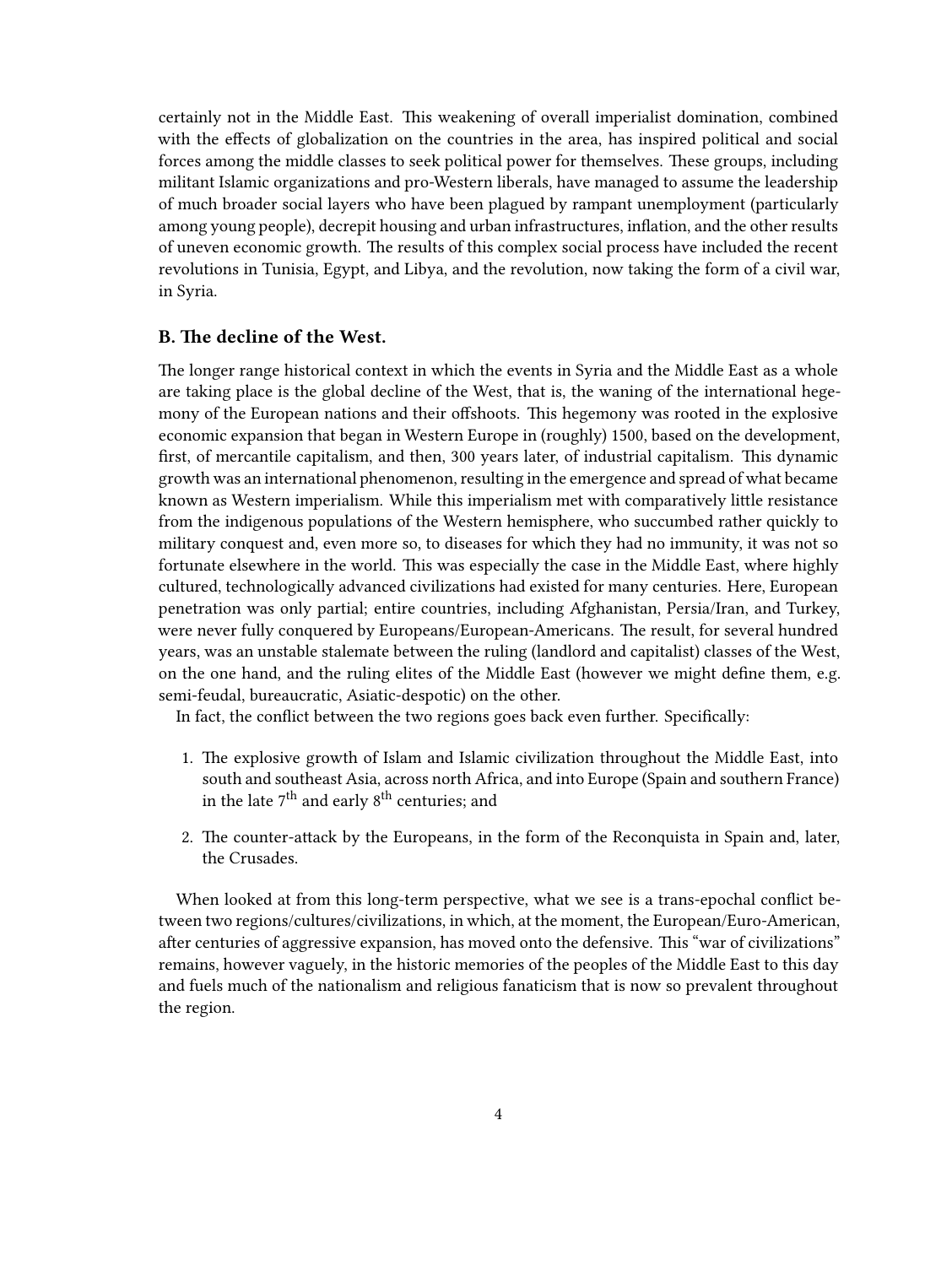certainly not in the Middle East. This weakening of overall imperialist domination, combined with the effects of globalization on the countries in the area, has inspired political and social forces among the middle classes to seek political power for themselves. These groups, including militant Islamic organizations and pro-Western liberals, have managed to assume the leadership of much broader social layers who have been plagued by rampant unemployment (particularly among young people), decrepit housing and urban infrastructures, inflation, and the other results of uneven economic growth. The results of this complex social process have included the recent revolutions in Tunisia, Egypt, and Libya, and the revolution, now taking the form of a civil war, in Syria.

### B. The decline of the West.

The longer range historical context in which the events in Syria and the Middle East as a whole are taking place is the global decline of the West, that is, the waning of the international hegemony of the European nations and their offshoots. This hegemony was rooted in the explosive economic expansion that began in Western Europe in (roughly) 1500, based on the development, first, of mercantile capitalism, and then, 300 years later, of industrial capitalism. This dynamic growth was an international phenomenon, resulting in the emergence and spread of what became known as Western imperialism. While this imperialism met with comparatively little resistance from the indigenous populations of the Western hemisphere, who succumbed rather quickly to military conquest and, even more so, to diseases for which they had no immunity, it was not so fortunate elsewhere in the world. This was especially the case in the Middle East, where highly cultured, technologically advanced civilizations had existed for many centuries. Here, European penetration was only partial; entire countries, including Afghanistan, Persia/Iran, and Turkey, were never fully conquered by Europeans/European-Americans. The result, for several hundred years, was an unstable stalemate between the ruling (landlord and capitalist) classes of the West, on the one hand, and the ruling elites of the Middle East (however we might define them, e.g. semi-feudal, bureaucratic, Asiatic-despotic) on the other.

In fact, the conflict between the two regions goes back even further. Specifically:

1. The explosive growth of Islam and Islamic civilization throughout the Middle East, into south and southeast Asia, across north Africa, and into Europe (Spain and southern France) in the late 7th and early 8th centuries; and
2. The counter-attack by the Europeans, in the form of the Reconquista in Spain and, later, the Crusades.

When looked at from this long-term perspective, what we see is a trans-epochal conflict between two regions/cultures/civilizations, in which, at the moment, the European/Euro-American, after centuries of aggressive expansion, has moved onto the defensive. This "war of civilizations" remains, however vaguely, in the historic memories of the peoples of the Middle East to this day and fuels much of the nationalism and religious fanaticism that is now so prevalent throughout the region.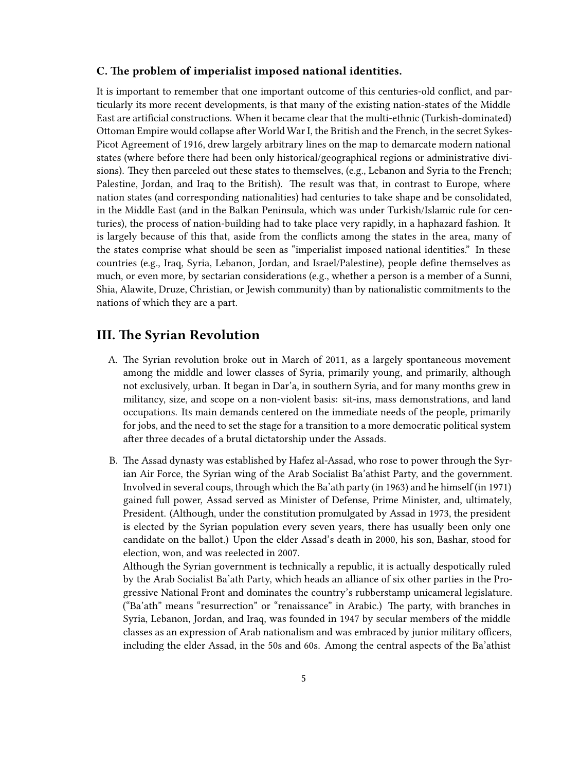### C. The problem of imperialist imposed national identities.

It is important to remember that one important outcome of this centuries-old conflict, and particularly its more recent developments, is that many of the existing nation-states of the Middle East are artificial constructions. When it became clear that the multi-ethnic (Turkish-dominated) Ottoman Empire would collapse after World War I, the British and the French, in the secret Sykes-Picot Agreement of 1916, drew largely arbitrary lines on the map to demarcate modern national states (where before there had been only historical/geographical regions or administrative divisions). They then parceled out these states to themselves, (e.g., Lebanon and Syria to the French; Palestine, Jordan, and Iraq to the British). The result was that, in contrast to Europe, where nation states (and corresponding nationalities) had centuries to take shape and be consolidated, in the Middle East (and in the Balkan Peninsula, which was under Turkish/Islamic rule for centuries), the process of nation-building had to take place very rapidly, in a haphazard fashion. It is largely because of this that, aside from the conflicts among the states in the area, many of the states comprise what should be seen as "imperialist imposed national identities." In these countries (e.g., Iraq, Syria, Lebanon, Jordan, and Israel/Palestine), people define themselves as much, or even more, by sectarian considerations (e.g., whether a person is a member of a Sunni, Shia, Alawite, Druze, Christian, or Jewish community) than by nationalistic commitments to the nations of which they are a part.

## III. The Syrian Revolution

A. The Syrian revolution broke out in March of 2011, as a largely spontaneous movement among the middle and lower classes of Syria, primarily young, and primarily, although not exclusively, urban. It began in Dar'a, in southern Syria, and for many months grew in militancy, size, and scope on a non-violent basis: sit-ins, mass demonstrations, and land occupations. Its main demands centered on the immediate needs of the people, primarily for jobs, and the need to set the stage for a transition to a more democratic political system after three decades of a brutal dictatorship under the Assads.

B. The Assad dynasty was established by Hafez al-Assad, who rose to power through the Syrian Air Force, the Syrian wing of the Arab Socialist Ba'athist Party, and the government. Involved in several coups, through which the Ba'ath party (in 1963) and he himself (in 1971) gained full power, Assad served as Minister of Defense, Prime Minister, and, ultimately, President. (Although, under the constitution promulgated by Assad in 1973, the president is elected by the Syrian population every seven years, there has usually been only one candidate on the ballot.) Upon the elder Assad's death in 2000, his son, Bashar, stood for election, won, and was reelected in 2007.

   Although the Syrian government is technically a republic, it is actually despotically ruled by the Arab Socialist Ba'ath Party, which heads an alliance of six other parties in the Progressive National Front and dominates the country's rubberstamp unicameral legislature. ("Ba'ath" means "resurrection" or "renaissance" in Arabic.) The party, with branches in Syria, Lebanon, Jordan, and Iraq, was founded in 1947 by secular members of the middle classes as an expression of Arab nationalism and was embraced by junior military officers, including the elder Assad, in the 50s and 60s. Among the central aspects of the Ba'athist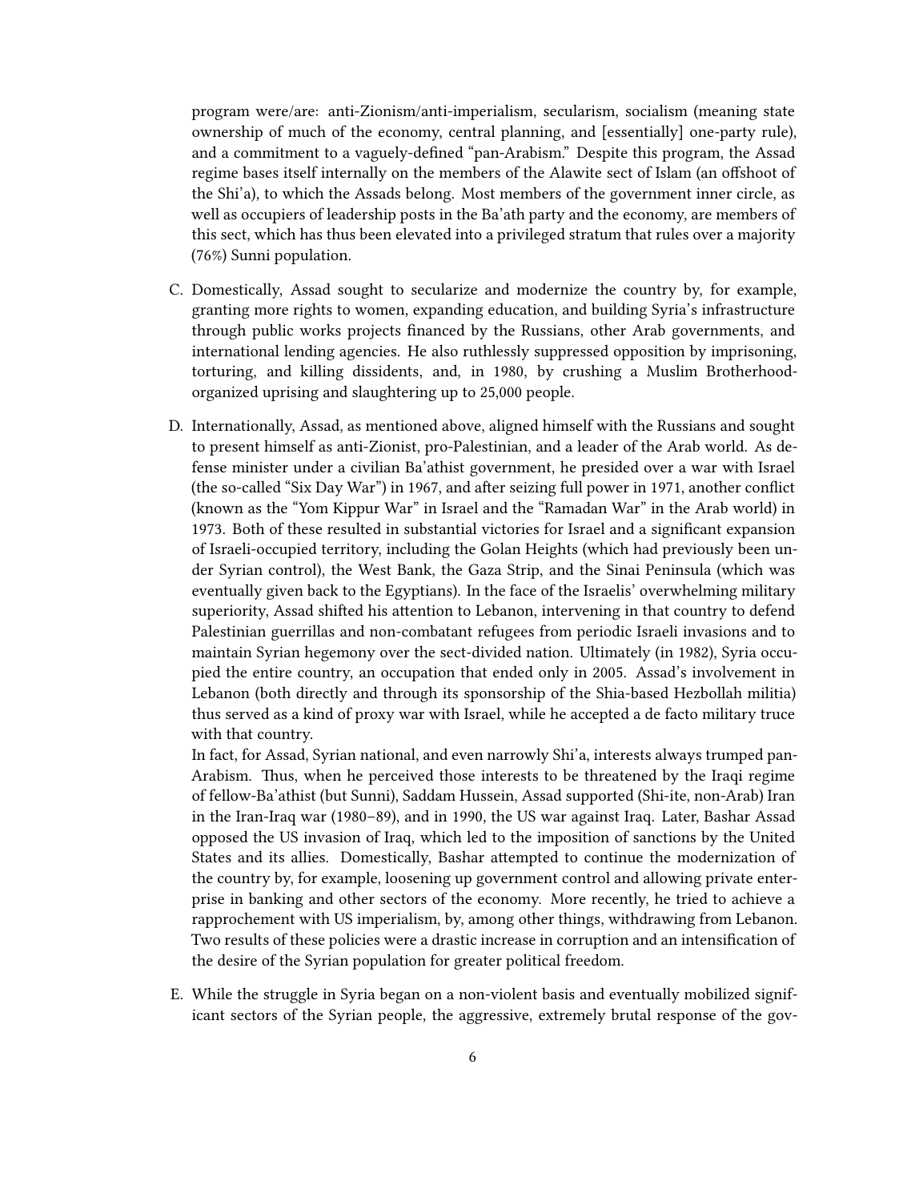program were/are: anti-Zionism/anti-imperialism, secularism, socialism (meaning state ownership of much of the economy, central planning, and [essentially] one-party rule), and a commitment to a vaguely-defined "pan-Arabism." Despite this program, the Assad regime bases itself internally on the members of the Alawite sect of Islam (an offshoot of the Shi'a), to which the Assads belong. Most members of the government inner circle, as well as occupiers of leadership posts in the Ba'ath party and the economy, are members of this sect, which has thus been elevated into a privileged stratum that rules over a majority (76%) Sunni population.

C. Domestically, Assad sought to secularize and modernize the country by, for example, granting more rights to women, expanding education, and building Syria's infrastructure through public works projects financed by the Russians, other Arab governments, and international lending agencies. He also ruthlessly suppressed opposition by imprisoning, torturing, and killing dissidents, and, in 1980, by crushing a Muslim Brotherhood-organized uprising and slaughtering up to 25,000 people.

D. Internationally, Assad, as mentioned above, aligned himself with the Russians and sought to present himself as anti-Zionist, pro-Palestinian, and a leader of the Arab world. As defense minister under a civilian Ba'athist government, he presided over a war with Israel (the so-called "Six Day War") in 1967, and after seizing full power in 1971, another conflict (known as the "Yom Kippur War" in Israel and the "Ramadan War" in the Arab world) in 1973. Both of these resulted in substantial victories for Israel and a significant expansion of Israeli-occupied territory, including the Golan Heights (which had previously been under Syrian control), the West Bank, the Gaza Strip, and the Sinai Peninsula (which was eventually given back to the Egyptians). In the face of the Israelis' overwhelming military superiority, Assad shifted his attention to Lebanon, intervening in that country to defend Palestinian guerrillas and non-combatant refugees from periodic Israeli invasions and to maintain Syrian hegemony over the sect-divided nation. Ultimately (in 1982), Syria occupied the entire country, an occupation that ended only in 2005. Assad's involvement in Lebanon (both directly and through its sponsorship of the Shia-based Hezbollah militia) thus served as a kind of proxy war with Israel, while he accepted a de facto military truce with that country.

   In fact, for Assad, Syrian national, and even narrowly Shi'a, interests always trumped pan-Arabism. Thus, when he perceived those interests to be threatened by the Iraqi regime of fellow-Ba'athist (but Sunni), Saddam Hussein, Assad supported (Shi-ite, non-Arab) Iran in the Iran-Iraq war (1980–89), and in 1990, the US war against Iraq. Later, Bashar Assad opposed the US invasion of Iraq, which led to the imposition of sanctions by the United States and its allies. Domestically, Bashar attempted to continue the modernization of the country by, for example, loosening up government control and allowing private enterprise in banking and other sectors of the economy. More recently, he tried to achieve a rapprochement with US imperialism, by, among other things, withdrawing from Lebanon. Two results of these policies were a drastic increase in corruption and an intensification of the desire of the Syrian population for greater political freedom.

E. While the struggle in Syria began on a non-violent basis and eventually mobilized significant sectors of the Syrian people, the aggressive, extremely brutal response of the gov-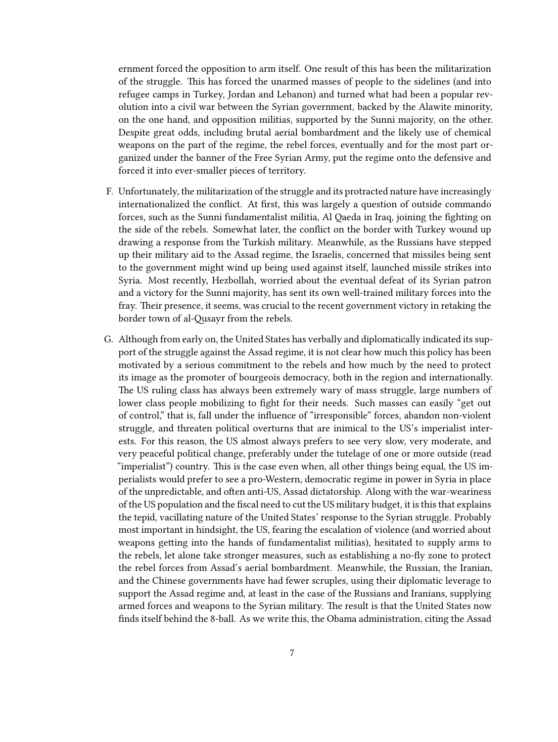ernment forced the opposition to arm itself. One result of this has been the militarization of the struggle. This has forced the unarmed masses of people to the sidelines (and into refugee camps in Turkey, Jordan and Lebanon) and turned what had been a popular revolution into a civil war between the Syrian government, backed by the Alawite minority, on the one hand, and opposition militias, supported by the Sunni majority, on the other. Despite great odds, including brutal aerial bombardment and the likely use of chemical weapons on the part of the regime, the rebel forces, eventually and for the most part organized under the banner of the Free Syrian Army, put the regime onto the defensive and forced it into ever-smaller pieces of territory.

F. Unfortunately, the militarization of the struggle and its protracted nature have increasingly internationalized the conflict. At first, this was largely a question of outside commando forces, such as the Sunni fundamentalist militia, Al Qaeda in Iraq, joining the fighting on the side of the rebels. Somewhat later, the conflict on the border with Turkey wound up drawing a response from the Turkish military. Meanwhile, as the Russians have stepped up their military aid to the Assad regime, the Israelis, concerned that missiles being sent to the government might wind up being used against itself, launched missile strikes into Syria. Most recently, Hezbollah, worried about the eventual defeat of its Syrian patron and a victory for the Sunni majority, has sent its own well-trained military forces into the fray. Their presence, it seems, was crucial to the recent government victory in retaking the border town of al-Qusayr from the rebels.

G. Although from early on, the United States has verbally and diplomatically indicated its support of the struggle against the Assad regime, it is not clear how much this policy has been motivated by a serious commitment to the rebels and how much by the need to protect its image as the promoter of bourgeois democracy, both in the region and internationally. The US ruling class has always been extremely wary of mass struggle, large numbers of lower class people mobilizing to fight for their needs. Such masses can easily "get out of control," that is, fall under the influence of "irresponsible" forces, abandon non-violent struggle, and threaten political overturns that are inimical to the US's imperialist interests. For this reason, the US almost always prefers to see very slow, very moderate, and very peaceful political change, preferably under the tutelage of one or more outside (read "imperialist") country. This is the case even when, all other things being equal, the US imperialists would prefer to see a pro-Western, democratic regime in power in Syria in place of the unpredictable, and often anti-US, Assad dictatorship. Along with the war-weariness of the US population and the fiscal need to cut the US military budget, it is this that explains the tepid, vacillating nature of the United States' response to the Syrian struggle. Probably most important in hindsight, the US, fearing the escalation of violence (and worried about weapons getting into the hands of fundamentalist militias), hesitated to supply arms to the rebels, let alone take stronger measures, such as establishing a no-fly zone to protect the rebel forces from Assad's aerial bombardment. Meanwhile, the Russian, the Iranian, and the Chinese governments have had fewer scruples, using their diplomatic leverage to support the Assad regime and, at least in the case of the Russians and Iranians, supplying armed forces and weapons to the Syrian military. The result is that the United States now finds itself behind the 8-ball. As we write this, the Obama administration, citing the Assad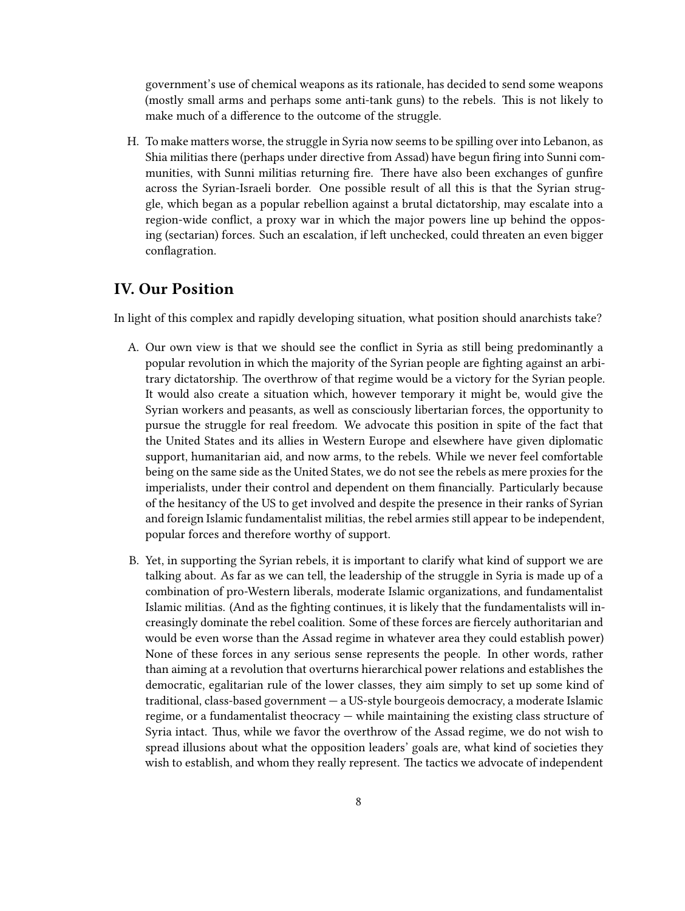government's use of chemical weapons as its rationale, has decided to send some weapons (mostly small arms and perhaps some anti-tank guns) to the rebels. This is not likely to make much of a difference to the outcome of the struggle.

H. To make matters worse, the struggle in Syria now seems to be spilling over into Lebanon, as Shia militias there (perhaps under directive from Assad) have begun firing into Sunni communities, with Sunni militias returning fire. There have also been exchanges of gunfire across the Syrian-Israeli border. One possible result of all this is that the Syrian struggle, which began as a popular rebellion against a brutal dictatorship, may escalate into a region-wide conflict, a proxy war in which the major powers line up behind the opposing (sectarian) forces. Such an escalation, if left unchecked, could threaten an even bigger conflagration.

## IV. Our Position

In light of this complex and rapidly developing situation, what position should anarchists take?

A. Our own view is that we should see the conflict in Syria as still being predominantly a popular revolution in which the majority of the Syrian people are fighting against an arbitrary dictatorship. The overthrow of that regime would be a victory for the Syrian people. It would also create a situation which, however temporary it might be, would give the Syrian workers and peasants, as well as consciously libertarian forces, the opportunity to pursue the struggle for real freedom. We advocate this position in spite of the fact that the United States and its allies in Western Europe and elsewhere have given diplomatic support, humanitarian aid, and now arms, to the rebels. While we never feel comfortable being on the same side as the United States, we do not see the rebels as mere proxies for the imperialists, under their control and dependent on them financially. Particularly because of the hesitancy of the US to get involved and despite the presence in their ranks of Syrian and foreign Islamic fundamentalist militias, the rebel armies still appear to be independent, popular forces and therefore worthy of support.

B. Yet, in supporting the Syrian rebels, it is important to clarify what kind of support we are talking about. As far as we can tell, the leadership of the struggle in Syria is made up of a combination of pro-Western liberals, moderate Islamic organizations, and fundamentalist Islamic militias. (And as the fighting continues, it is likely that the fundamentalists will increasingly dominate the rebel coalition. Some of these forces are fiercely authoritarian and would be even worse than the Assad regime in whatever area they could establish power) None of these forces in any serious sense represents the people. In other words, rather than aiming at a revolution that overturns hierarchical power relations and establishes the democratic, egalitarian rule of the lower classes, they aim simply to set up some kind of traditional, class-based government — a US-style bourgeois democracy, a moderate Islamic regime, or a fundamentalist theocracy — while maintaining the existing class structure of Syria intact. Thus, while we favor the overthrow of the Assad regime, we do not wish to spread illusions about what the opposition leaders' goals are, what kind of societies they wish to establish, and whom they really represent. The tactics we advocate of independent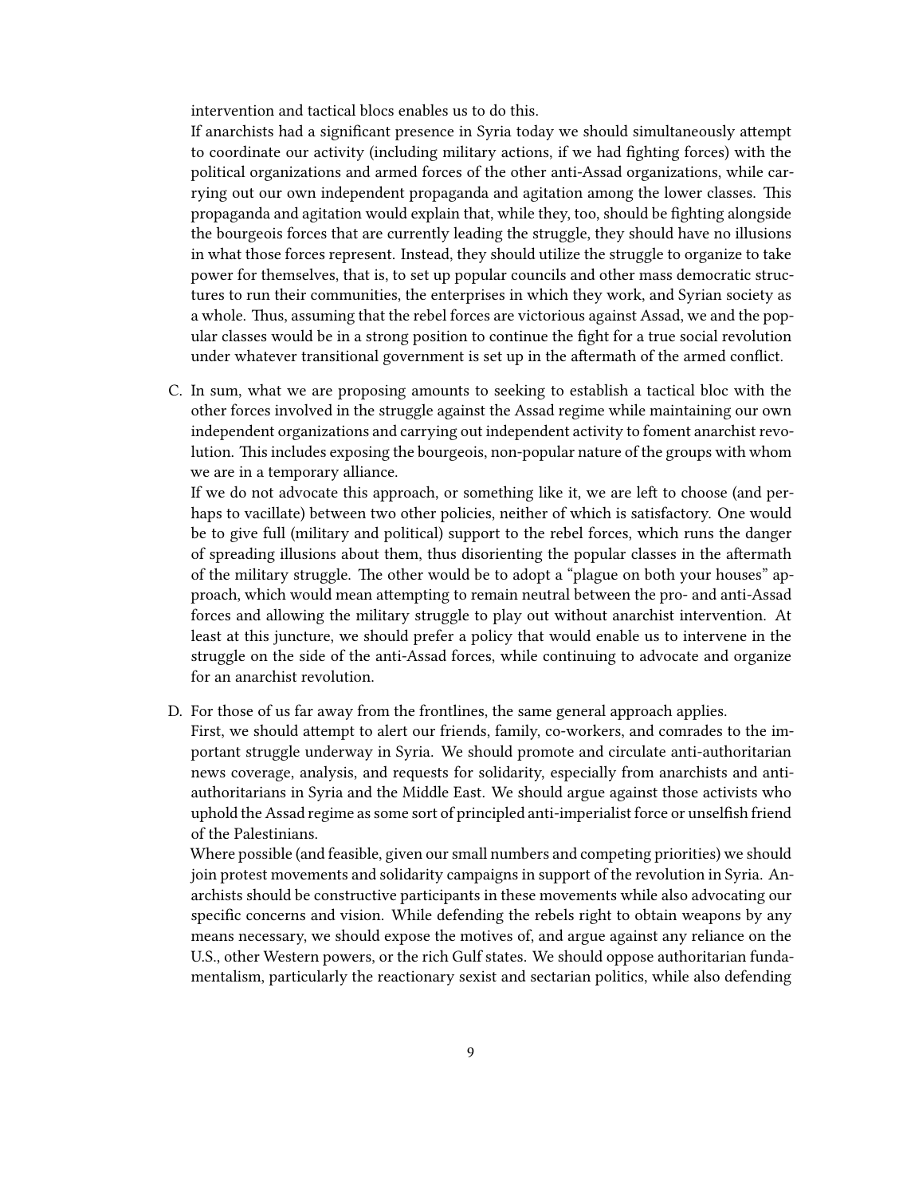intervention and tactical blocs enables us to do this.

If anarchists had a significant presence in Syria today we should simultaneously attempt to coordinate our activity (including military actions, if we had fighting forces) with the political organizations and armed forces of the other anti-Assad organizations, while carrying out our own independent propaganda and agitation among the lower classes. This propaganda and agitation would explain that, while they, too, should be fighting alongside the bourgeois forces that are currently leading the struggle, they should have no illusions in what those forces represent. Instead, they should utilize the struggle to organize to take power for themselves, that is, to set up popular councils and other mass democratic structures to run their communities, the enterprises in which they work, and Syrian society as a whole. Thus, assuming that the rebel forces are victorious against Assad, we and the popular classes would be in a strong position to continue the fight for a true social revolution under whatever transitional government is set up in the aftermath of the armed conflict.

C. In sum, what we are proposing amounts to seeking to establish a tactical bloc with the other forces involved in the struggle against the Assad regime while maintaining our own independent organizations and carrying out independent activity to foment anarchist revolution. This includes exposing the bourgeois, non-popular nature of the groups with whom we are in a temporary alliance.

   If we do not advocate this approach, or something like it, we are left to choose (and perhaps to vacillate) between two other policies, neither of which is satisfactory. One would be to give full (military and political) support to the rebel forces, which runs the danger of spreading illusions about them, thus disorienting the popular classes in the aftermath of the military struggle. The other would be to adopt a "plague on both your houses" approach, which would mean attempting to remain neutral between the pro- and anti-Assad forces and allowing the military struggle to play out without anarchist intervention. At least at this juncture, we should prefer a policy that would enable us to intervene in the struggle on the side of the anti-Assad forces, while continuing to advocate and organize for an anarchist revolution.

D. For those of us far away from the frontlines, the same general approach applies.

   First, we should attempt to alert our friends, family, co-workers, and comrades to the important struggle underway in Syria. We should promote and circulate anti-authoritarian news coverage, analysis, and requests for solidarity, especially from anarchists and anti-authoritarians in Syria and the Middle East. We should argue against those activists who uphold the Assad regime as some sort of principled anti-imperialist force or unselfish friend of the Palestinians.

   Where possible (and feasible, given our small numbers and competing priorities) we should join protest movements and solidarity campaigns in support of the revolution in Syria. Anarchists should be constructive participants in these movements while also advocating our specific concerns and vision. While defending the rebels right to obtain weapons by any means necessary, we should expose the motives of, and argue against any reliance on the U.S., other Western powers, or the rich Gulf states. We should oppose authoritarian fundamentalism, particularly the reactionary sexist and sectarian politics, while also defending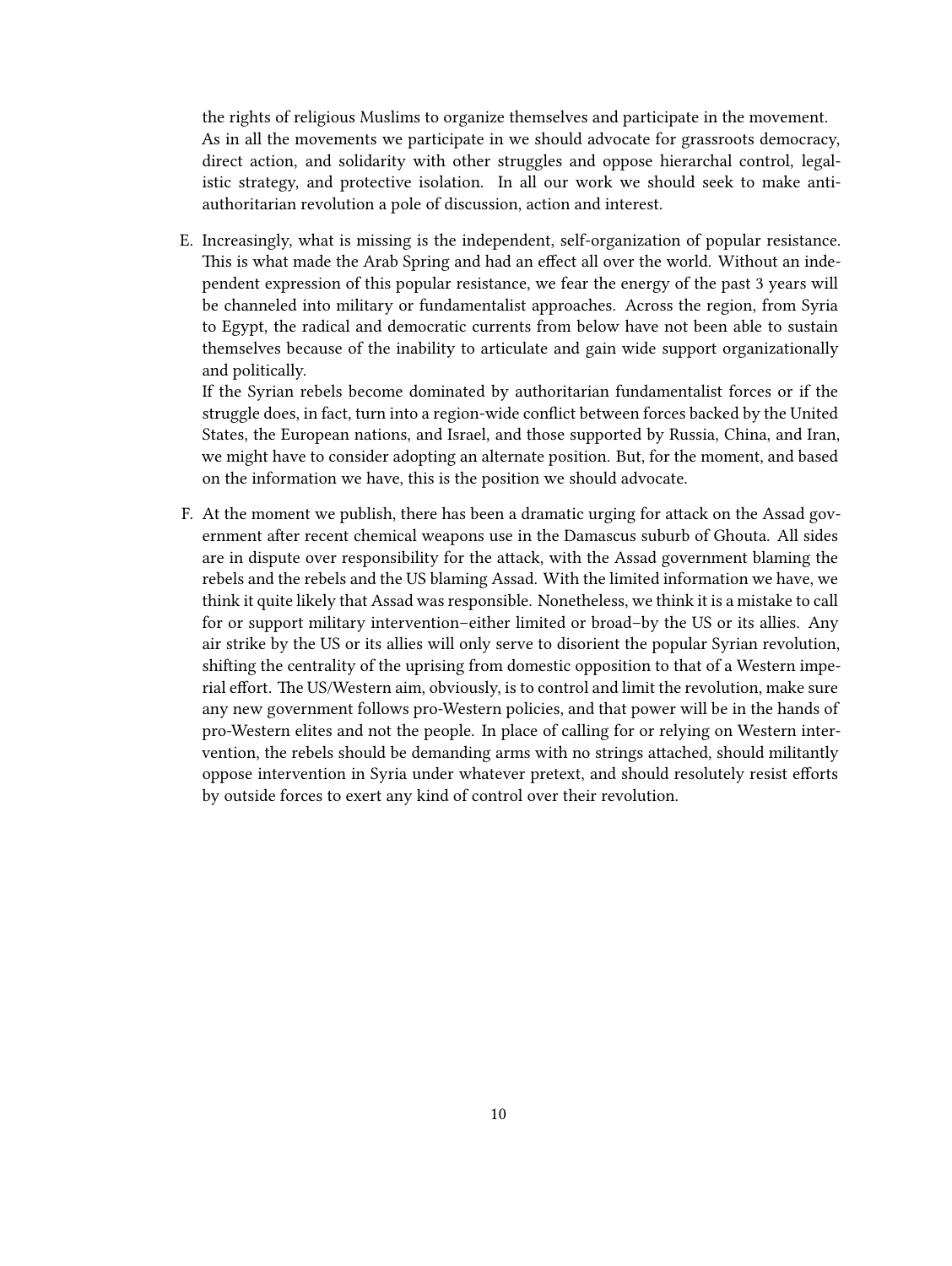the rights of religious Muslims to organize themselves and participate in the movement. As in all the movements we participate in we should advocate for grassroots democracy, direct action, and solidarity with other struggles and oppose hierarchal control, legalistic strategy, and protective isolation. In all our work we should seek to make anti-authoritarian revolution a pole of discussion, action and interest.

E. Increasingly, what is missing is the independent, self-organization of popular resistance. This is what made the Arab Spring and had an effect all over the world. Without an independent expression of this popular resistance, we fear the energy of the past 3 years will be channeled into military or fundamentalist approaches. Across the region, from Syria to Egypt, the radical and democratic currents from below have not been able to sustain themselves because of the inability to articulate and gain wide support organizationally and politically.

   If the Syrian rebels become dominated by authoritarian fundamentalist forces or if the struggle does, in fact, turn into a region-wide conflict between forces backed by the United States, the European nations, and Israel, and those supported by Russia, China, and Iran, we might have to consider adopting an alternate position. But, for the moment, and based on the information we have, this is the position we should advocate.

F. At the moment we publish, there has been a dramatic urging for attack on the Assad government after recent chemical weapons use in the Damascus suburb of Ghouta. All sides are in dispute over responsibility for the attack, with the Assad government blaming the rebels and the rebels and the US blaming Assad. With the limited information we have, we think it quite likely that Assad was responsible. Nonetheless, we think it is a mistake to call for or support military intervention–either limited or broad–by the US or its allies. Any air strike by the US or its allies will only serve to disorient the popular Syrian revolution, shifting the centrality of the uprising from domestic opposition to that of a Western imperial effort. The US/Western aim, obviously, is to control and limit the revolution, make sure any new government follows pro-Western policies, and that power will be in the hands of pro-Western elites and not the people. In place of calling for or relying on Western intervention, the rebels should be demanding arms with no strings attached, should militantly oppose intervention in Syria under whatever pretext, and should resolutely resist efforts by outside forces to exert any kind of control over their revolution.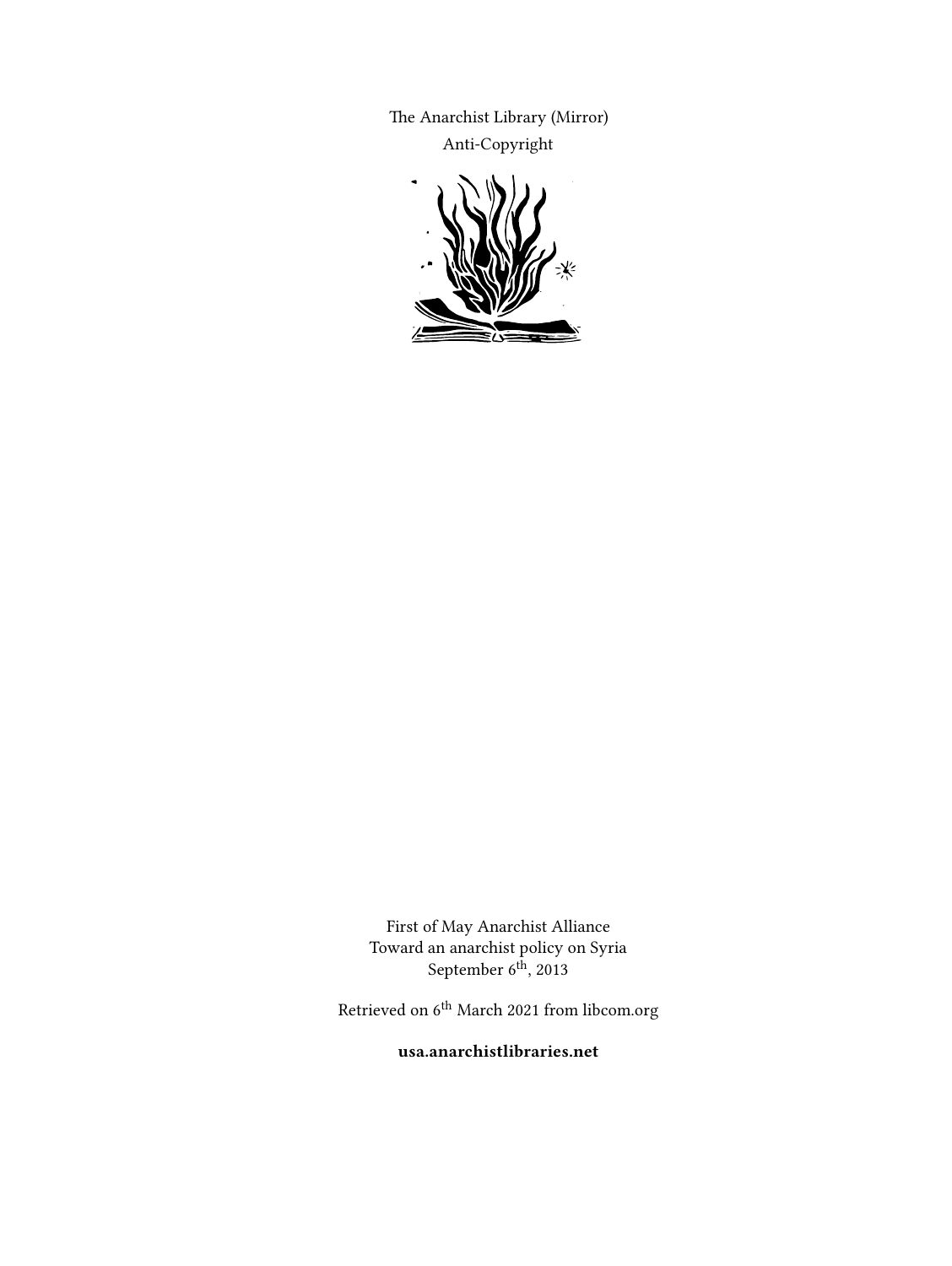The Anarchist Library (Mirror)
Anti-Copyright

First of May Anarchist Alliance
Toward an anarchist policy on Syria
September 6th, 2013

Retrieved on 6th March 2021 from libcom.org

**usa.anarchistlibraries.net**